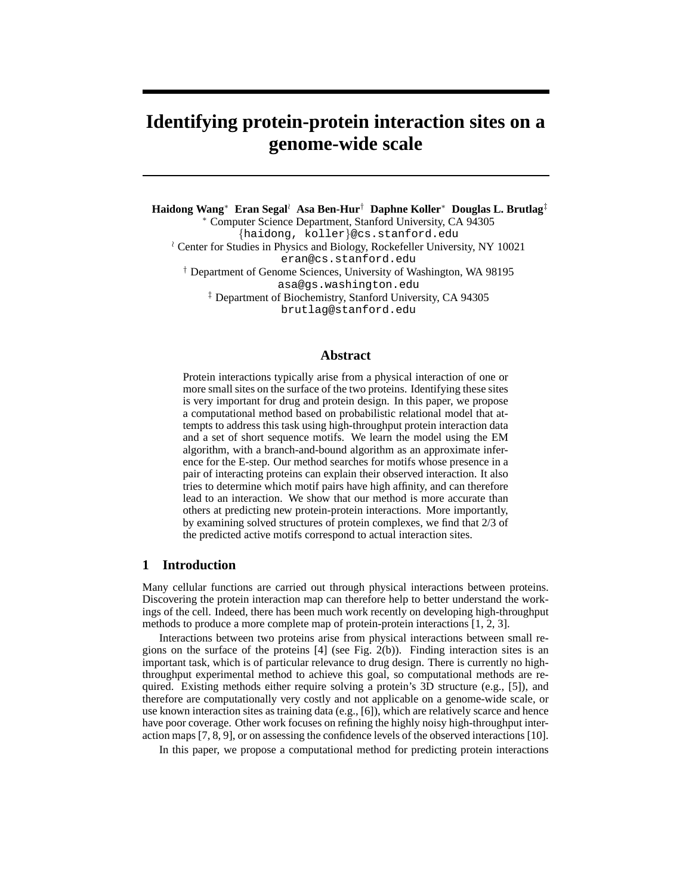# Identifying protein-protein interaction sites on a genome-wide scale

**Haidong Wang**[*] **Eran Segal**[≀] **Asa Ben-Hur**[†] **Daphne Koller**[*] **Douglas L. Brutlag**[‡]

[*] Computer Science Department, Stanford University, CA 94305
{haidong, koller}@cs.stanford.edu

[≀] Center for Studies in Physics and Biology, Rockefeller University, NY 10021
eran@cs.stanford.edu

[†] Department of Genome Sciences, University of Washington, WA 98195
asa@gs.washington.edu

[‡] Department of Biochemistry, Stanford University, CA 94305
brutlag@stanford.edu

## Abstract

Protein interactions typically arise from a physical interaction of one or more small sites on the surface of the two proteins. Identifying these sites is very important for drug and protein design. In this paper, we propose a computational method based on probabilistic relational model that attempts to address this task using high-throughput protein interaction data and a set of short sequence motifs. We learn the model using the EM algorithm, with a branch-and-bound algorithm as an approximate inference for the E-step. Our method searches for motifs whose presence in a pair of interacting proteins can explain their observed interaction. It also tries to determine which motif pairs have high affinity, and can therefore lead to an interaction. We show that our method is more accurate than others at predicting new protein-protein interactions. More importantly, by examining solved structures of protein complexes, we find that 2/3 of the predicted active motifs correspond to actual interaction sites.

## 1 Introduction

Many cellular functions are carried out through physical interactions between proteins. Discovering the protein interaction map can therefore help to better understand the workings of the cell. Indeed, there has been much work recently on developing high-throughput methods to produce a more complete map of protein-protein interactions [1, 2, 3].

Interactions between two proteins arise from physical interactions between small regions on the surface of the proteins [4] (see Fig. 2(b)). Finding interaction sites is an important task, which is of particular relevance to drug design. There is currently no high-throughput experimental method to achieve this goal, so computational methods are required. Existing methods either require solving a protein's 3D structure (e.g., [5]), and therefore are computationally very costly and not applicable on a genome-wide scale, or use known interaction sites as training data (e.g., [6]), which are relatively scarce and hence have poor coverage. Other work focuses on refining the highly noisy high-throughput interaction maps [7, 8, 9], or on assessing the confidence levels of the observed interactions [10].

In this paper, we propose a computational method for predicting protein interactions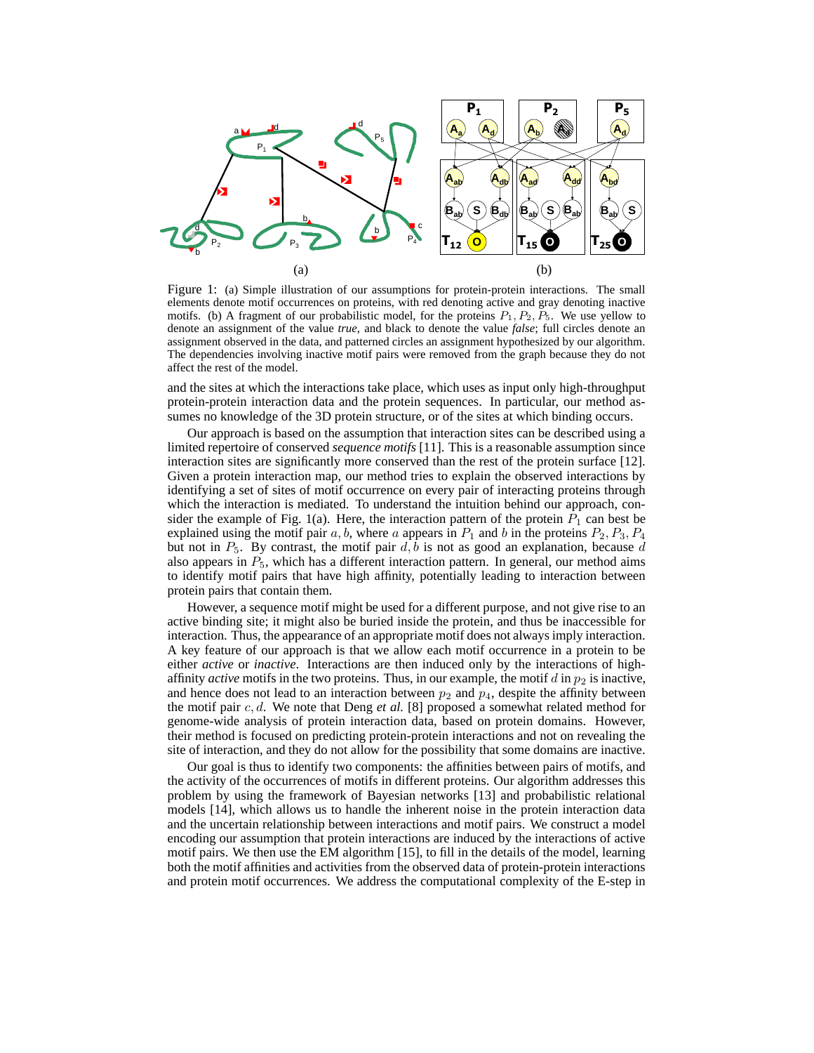Figure 1: (a) Simple illustration of our assumptions for protein-protein interactions. The small elements denote motif occurrences on proteins, with red denoting active and gray denoting inactive motifs. (b) A fragment of our probabilistic model, for the proteins $P_1, P_2, P_5$. We use yellow to denote an assignment of the value *true*, and black to denote the value *false*; full circles denote an assignment observed in the data, and patterned circles an assignment hypothesized by our algorithm. The dependencies involving inactive motif pairs were removed from the graph because they do not affect the rest of the model.

and the sites at which the interactions take place, which uses as input only high-throughput protein-protein interaction data and the protein sequences. In particular, our method assumes no knowledge of the 3D protein structure, or of the sites at which binding occurs.

Our approach is based on the assumption that interaction sites can be described using a limited repertoire of conserved *sequence motifs* [11]. This is a reasonable assumption since interaction sites are significantly more conserved than the rest of the protein surface [12]. Given a protein interaction map, our method tries to explain the observed interactions by identifying a set of sites of motif occurrence on every pair of interacting proteins through which the interaction is mediated. To understand the intuition behind our approach, consider the example of Fig. 1(a). Here, the interaction pattern of the protein $P_1$ can best be explained using the motif pair $a, b$, where $a$ appears in $P_1$ and $b$ in the proteins $P_2, P_3, P_4$ but not in $P_5$. By contrast, the motif pair $d, b$ is not as good an explanation, because $d$ also appears in $P_5$, which has a different interaction pattern. In general, our method aims to identify motif pairs that have high affinity, potentially leading to interaction between protein pairs that contain them.

However, a sequence motif might be used for a different purpose, and not give rise to an active binding site; it might also be buried inside the protein, and thus be inaccessible for interaction. Thus, the appearance of an appropriate motif does not always imply interaction. A key feature of our approach is that we allow each motif occurrence in a protein to be either *active* or *inactive*. Interactions are then induced only by the interactions of high-affinity *active* motifs in the two proteins. Thus, in our example, the motif $d$ in $p_2$ is inactive, and hence does not lead to an interaction between $p_2$ and $p_4$, despite the affinity between the motif pair $c, d$. We note that Deng *et al.* [8] proposed a somewhat related method for genome-wide analysis of protein interaction data, based on protein domains. However, their method is focused on predicting protein-protein interactions and not on revealing the site of interaction, and they do not allow for the possibility that some domains are inactive.

Our goal is thus to identify two components: the affinities between pairs of motifs, and the activity of the occurrences of motifs in different proteins. Our algorithm addresses this problem by using the framework of Bayesian networks [13] and probabilistic relational models [14], which allows us to handle the inherent noise in the protein interaction data and the uncertain relationship between interactions and motif pairs. We construct a model encoding our assumption that protein interactions are induced by the interactions of active motif pairs. We then use the EM algorithm [15], to fill in the details of the model, learning both the motif affinities and activities from the observed data of protein-protein interactions and protein motif occurrences. We address the computational complexity of the E-step in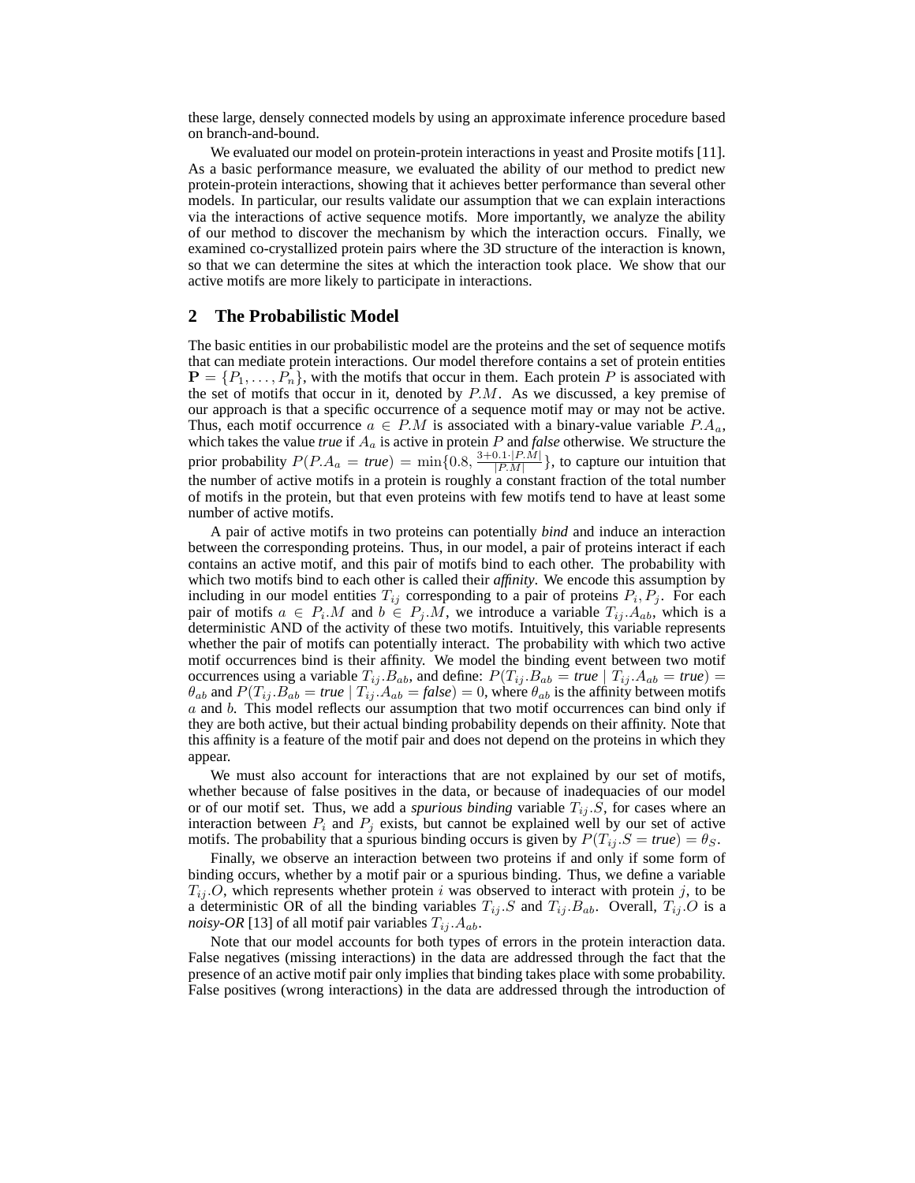these large, densely connected models by using an approximate inference procedure based on branch-and-bound.

We evaluated our model on protein-protein interactions in yeast and Prosite motifs [11]. As a basic performance measure, we evaluated the ability of our method to predict new protein-protein interactions, showing that it achieves better performance than several other models. In particular, our results validate our assumption that we can explain interactions via the interactions of active sequence motifs. More importantly, we analyze the ability of our method to discover the mechanism by which the interaction occurs. Finally, we examined co-crystallized protein pairs where the 3D structure of the interaction is known, so that we can determine the sites at which the interaction took place. We show that our active motifs are more likely to participate in interactions.

## 2 The Probabilistic Model

The basic entities in our probabilistic model are the proteins and the set of sequence motifs that can mediate protein interactions. Our model therefore contains a set of protein entities $\mathbf{P} = \{P_1, \ldots, P_n\}$, with the motifs that occur in them. Each protein $P$ is associated with the set of motifs that occur in it, denoted by $P.M$. As we discussed, a key premise of our approach is that a specific occurrence of a sequence motif may or may not be active. Thus, each motif occurrence $a \in P.M$ is associated with a binary-value variable $P.A_a$, which takes the value *true* if $A_a$ is active in protein $P$ and *false* otherwise. We structure the prior probability $P(P.A_a = \textit{true}) = \min\{0.8, \frac{3+0.1\cdot|P.M|}{|P.M|}\}$, to capture our intuition that the number of active motifs in a protein is roughly a constant fraction of the total number of motifs in the protein, but that even proteins with few motifs tend to have at least some number of active motifs.

A pair of active motifs in two proteins can potentially *bind* and induce an interaction between the corresponding proteins. Thus, in our model, a pair of proteins interact if each contains an active motif, and this pair of motifs bind to each other. The probability with which two motifs bind to each other is called their ***affinity***. We encode this assumption by including in our model entities $T_{ij}$ corresponding to a pair of proteins $P_i, P_j$. For each pair of motifs $a \in P_i.M$ and $b \in P_j.M$, we introduce a variable $T_{ij}.A_{ab}$, which is a deterministic AND of the activity of these two motifs. Intuitively, this variable represents whether the pair of motifs can potentially interact. The probability with which two active motif occurrences bind is their affinity. We model the binding event between two motif occurrences using a variable $T_{ij}.B_{ab}$, and define: $P(T_{ij}.B_{ab} = \textit{true} \mid T_{ij}.A_{ab} = \textit{true}) = \theta_{ab}$ and $P(T_{ij}.B_{ab} = \textit{true} \mid T_{ij}.A_{ab} = \textit{false}) = 0$, where $\theta_{ab}$ is the affinity between motifs $a$ and $b$. This model reflects our assumption that two motif occurrences can bind only if they are both active, but their actual binding probability depends on their affinity. Note that this affinity is a feature of the motif pair and does not depend on the proteins in which they appear.

We must also account for interactions that are not explained by our set of motifs, whether because of false positives in the data, or because of inadequacies of our model or of our motif set. Thus, we add a ***spurious binding*** variable $T_{ij}.S$, for cases where an interaction between $P_i$ and $P_j$ exists, but cannot be explained well by our set of active motifs. The probability that a spurious binding occurs is given by $P(T_{ij}.S = \textit{true}) = \theta_S$.

Finally, we observe an interaction between two proteins if and only if some form of binding occurs, whether by a motif pair or a spurious binding. Thus, we define a variable $T_{ij}.O$, which represents whether protein $i$ was observed to interact with protein $j$, to be a deterministic OR of all the binding variables $T_{ij}.S$ and $T_{ij}.B_{ab}$. Overall, $T_{ij}.O$ is a ***noisy-OR*** [13] of all motif pair variables $T_{ij}.A_{ab}$.

Note that our model accounts for both types of errors in the protein interaction data. False negatives (missing interactions) in the data are addressed through the fact that the presence of an active motif pair only implies that binding takes place with some probability. False positives (wrong interactions) in the data are addressed through the introduction of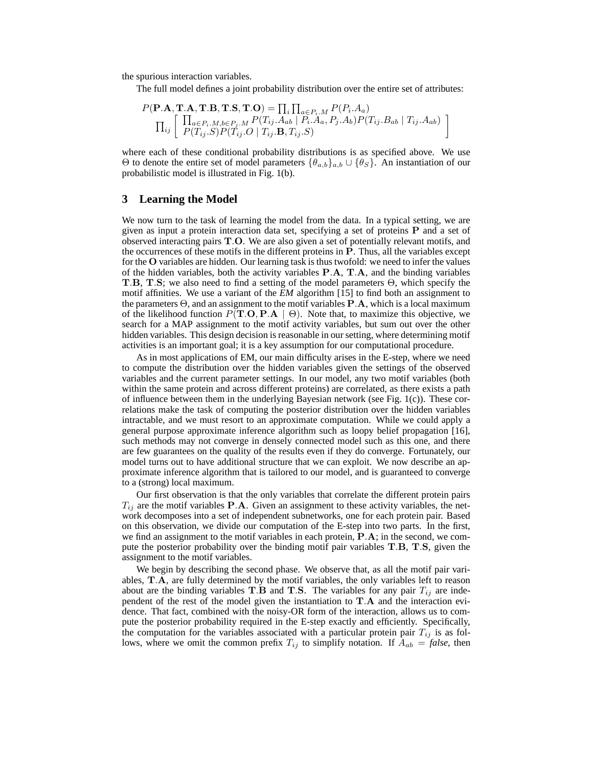the spurious interaction variables.

The full model defines a joint probability distribution over the entire set of attributes:

$$P(\mathbf{P}.\mathbf{A}, \mathbf{T}.\mathbf{A}, \mathbf{T}.\mathbf{B}, \mathbf{T}.\mathbf{S}, \mathbf{T}.\mathbf{O}) = \prod_i \prod_{a \in P_i.M} P(P_i.A_a)$$
$$\prod_{ij} \left[ \begin{array}{l} \prod_{a \in P_i.M, b \in P_j.M} P(T_{ij}.A_{ab} \mid P_i.A_a, P_j.A_b) P(T_{ij}.B_{ab} \mid T_{ij}.A_{ab}) \\ P(T_{ij}.S) P(T_{ij}.O \mid T_{ij}.\mathbf{B}, T_{ij}.S) \end{array} \right]$$

where each of these conditional probability distributions is as specified above. We use $\Theta$ to denote the entire set of model parameters $\{\theta_{a,b}\}_{a,b} \cup \{\theta_S\}$. An instantiation of our probabilistic model is illustrated in Fig. 1(b).

## 3 Learning the Model

We now turn to the task of learning the model from the data. In a typical setting, we are given as input a protein interaction data set, specifying a set of proteins $\mathbf{P}$ and a set of observed interacting pairs $\mathbf{T}.\mathbf{O}$. We are also given a set of potentially relevant motifs, and the occurrences of these motifs in the different proteins in $\mathbf{P}$. Thus, all the variables except for the $\mathbf{O}$ variables are hidden. Our learning task is thus twofold: we need to infer the values of the hidden variables, both the activity variables $\mathbf{P}.\mathbf{A}$, $\mathbf{T}.\mathbf{A}$, and the binding variables $\mathbf{T}.\mathbf{B}$, $\mathbf{T}.\mathbf{S}$; we also need to find a setting of the model parameters $\Theta$, which specify the motif affinities. We use a variant of the *EM* algorithm [15] to find both an assignment to the parameters $\Theta$, and an assignment to the motif variables $\mathbf{P}.\mathbf{A}$, which is a local maximum of the likelihood function $P(\mathbf{T}.\mathbf{O}, \mathbf{P}.\mathbf{A} \mid \Theta)$. Note that, to maximize this objective, we search for a MAP assignment to the motif activity variables, but sum out over the other hidden variables. This design decision is reasonable in our setting, where determining motif activities is an important goal; it is a key assumption for our computational procedure.

As in most applications of EM, our main difficulty arises in the E-step, where we need to compute the distribution over the hidden variables given the settings of the observed variables and the current parameter settings. In our model, any two motif variables (both within the same protein and across different proteins) are correlated, as there exists a path of influence between them in the underlying Bayesian network (see Fig. 1(c)). These correlations make the task of computing the posterior distribution over the hidden variables intractable, and we must resort to an approximate computation. While we could apply a general purpose approximate inference algorithm such as loopy belief propagation [16], such methods may not converge in densely connected model such as this one, and there are few guarantees on the quality of the results even if they do converge. Fortunately, our model turns out to have additional structure that we can exploit. We now describe an approximate inference algorithm that is tailored to our model, and is guaranteed to converge to a (strong) local maximum.

Our first observation is that the only variables that correlate the different protein pairs $T_{ij}$ are the motif variables $\mathbf{P}.\mathbf{A}$. Given an assignment to these activity variables, the network decomposes into a set of independent subnetworks, one for each protein pair. Based on this observation, we divide our computation of the E-step into two parts. In the first, we find an assignment to the motif variables in each protein, $\mathbf{P}.\mathbf{A}$; in the second, we compute the posterior probability over the binding motif pair variables $\mathbf{T}.\mathbf{B}$, $\mathbf{T}.\mathbf{S}$, given the assignment to the motif variables.

We begin by describing the second phase. We observe that, as all the motif pair variables, $\mathbf{T}.\mathbf{A}$, are fully determined by the motif variables, the only variables left to reason about are the binding variables $\mathbf{T}.\mathbf{B}$ and $\mathbf{T}.\mathbf{S}$. The variables for any pair $T_{ij}$ are independent of the rest of the model given the instantiation to $\mathbf{T}.\mathbf{A}$ and the interaction evidence. That fact, combined with the noisy-OR form of the interaction, allows us to compute the posterior probability required in the E-step exactly and efficiently. Specifically, the computation for the variables associated with a particular protein pair $T_{ij}$ is as follows, where we omit the common prefix $T_{ij}$ to simplify notation. If $A_{ab} =$ *false*, then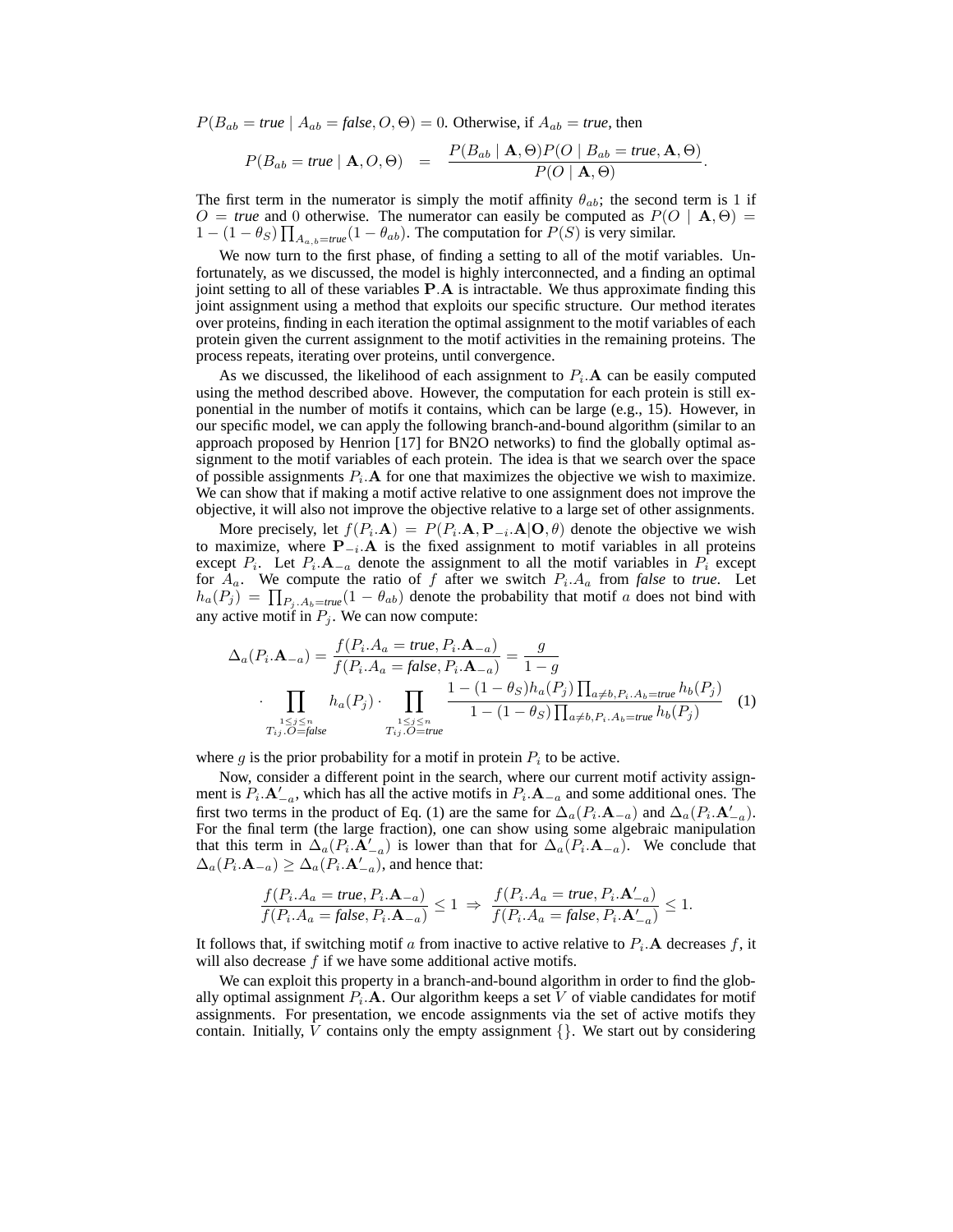$P(B_{ab} = \textit{true} \mid A_{ab} = \textit{false}, O, \Theta) = 0$. Otherwise, if $A_{ab} = \textit{true}$, then

$$P(B_{ab} = \textit{true} \mid \mathbf{A}, O, \Theta) \;\; = \;\; \frac{P(B_{ab} \mid \mathbf{A}, \Theta) P(O \mid B_{ab} = \textit{true}, \mathbf{A}, \Theta)}{P(O \mid \mathbf{A}, \Theta)}.$$

The first term in the numerator is simply the motif affinity $\theta_{ab}$; the second term is 1 if $O = \textit{true}$ and 0 otherwise. The numerator can easily be computed as $P(O \mid \mathbf{A}, \Theta) = 1 - (1 - \theta_S) \prod_{A_{a,b} = \textit{true}} (1 - \theta_{ab})$. The computation for $P(S)$ is very similar.

We now turn to the first phase, of finding a setting to all of the motif variables. Unfortunately, as we discussed, the model is highly interconnected, and a finding an optimal joint setting to all of these variables $\mathbf{P}.\mathbf{A}$ is intractable. We thus approximate finding this joint assignment using a method that exploits our specific structure. Our method iterates over proteins, finding in each iteration the optimal assignment to the motif variables of each protein given the current assignment to the motif activities in the remaining proteins. The process repeats, iterating over proteins, until convergence.

As we discussed, the likelihood of each assignment to $P_i.\mathbf{A}$ can be easily computed using the method described above. However, the computation for each protein is still exponential in the number of motifs it contains, which can be large (e.g., 15). However, in our specific model, we can apply the following branch-and-bound algorithm (similar to an approach proposed by Henrion [17] for BN2O networks) to find the globally optimal assignment to the motif variables of each protein. The idea is that we search over the space of possible assignments $P_i.\mathbf{A}$ for one that maximizes the objective we wish to maximize. We can show that if making a motif active relative to one assignment does not improve the objective, it will also not improve the objective relative to a large set of other assignments.

More precisely, let $f(P_i.\mathbf{A}) = P(P_i.\mathbf{A}, \mathbf{P}_{-i}.\mathbf{A} | \mathbf{O}, \theta)$ denote the objective we wish to maximize, where $\mathbf{P}_{-i}.\mathbf{A}$ is the fixed assignment to motif variables in all proteins except $P_i$. Let $P_i.\mathbf{A}_{-a}$ denote the assignment to all the motif variables in $P_i$ except for $A_a$. We compute the ratio of $f$ after we switch $P_i.A_a$ from *false* to *true*. Let $h_a(P_j) = \prod_{P_j.A_b = \textit{true}} (1 - \theta_{ab})$ denote the probability that motif $a$ does not bind with any active motif in $P_j$. We can now compute:

$$\Delta_a(P_i.\mathbf{A}_{-a}) = \frac{f(P_i.A_a = \textit{true}, P_i.\mathbf{A}_{-a})}{f(P_i.A_a = \textit{false}, P_i.\mathbf{A}_{-a})} = \frac{g}{1-g} \cdot \prod_{\substack{1 \le j \le n \\ T_{ij}.O = \textit{false}}} h_a(P_j) \cdot \prod_{\substack{1 \le j \le n \\ T_{ij}.O = \textit{true}}} \frac{1 - (1 - \theta_S) h_a(P_j) \prod_{a \neq b, P_i.A_b = \textit{true}} h_b(P_j)}{1 - (1 - \theta_S) \prod_{a \neq b, P_i.A_b = \textit{true}} h_b(P_j)} \quad (1)$$

where $g$ is the prior probability for a motif in protein $P_i$ to be active.

Now, consider a different point in the search, where our current motif activity assignment is $P_i.\mathbf{A}'_{-a}$, which has all the active motifs in $P_i.\mathbf{A}_{-a}$ and some additional ones. The first two terms in the product of Eq. (1) are the same for $\Delta_a(P_i.\mathbf{A}_{-a})$ and $\Delta_a(P_i.\mathbf{A}'_{-a})$. For the final term (the large fraction), one can show using some algebraic manipulation that this term in $\Delta_a(P_i.\mathbf{A}'_{-a})$ is lower than that for $\Delta_a(P_i.\mathbf{A}_{-a})$. We conclude that $\Delta_a(P_i.\mathbf{A}_{-a}) \geq \Delta_a(P_i.\mathbf{A}'_{-a})$, and hence that:

$$\frac{f(P_i.A_a = \textit{true}, P_i.\mathbf{A}_{-a})}{f(P_i.A_a = \textit{false}, P_i.\mathbf{A}_{-a})} \leq 1 \;\Rightarrow\; \frac{f(P_i.A_a = \textit{true}, P_i.\mathbf{A}'_{-a})}{f(P_i.A_a = \textit{false}, P_i.\mathbf{A}'_{-a})} \leq 1.$$

It follows that, if switching motif $a$ from inactive to active relative to $P_i.\mathbf{A}$ decreases $f$, it will also decrease $f$ if we have some additional active motifs.

We can exploit this property in a branch-and-bound algorithm in order to find the globally optimal assignment $P_i.\mathbf{A}$. Our algorithm keeps a set $V$ of viable candidates for motif assignments. For presentation, we encode assignments via the set of active motifs they contain. Initially, $V$ contains only the empty assignment $\{\}$. We start out by considering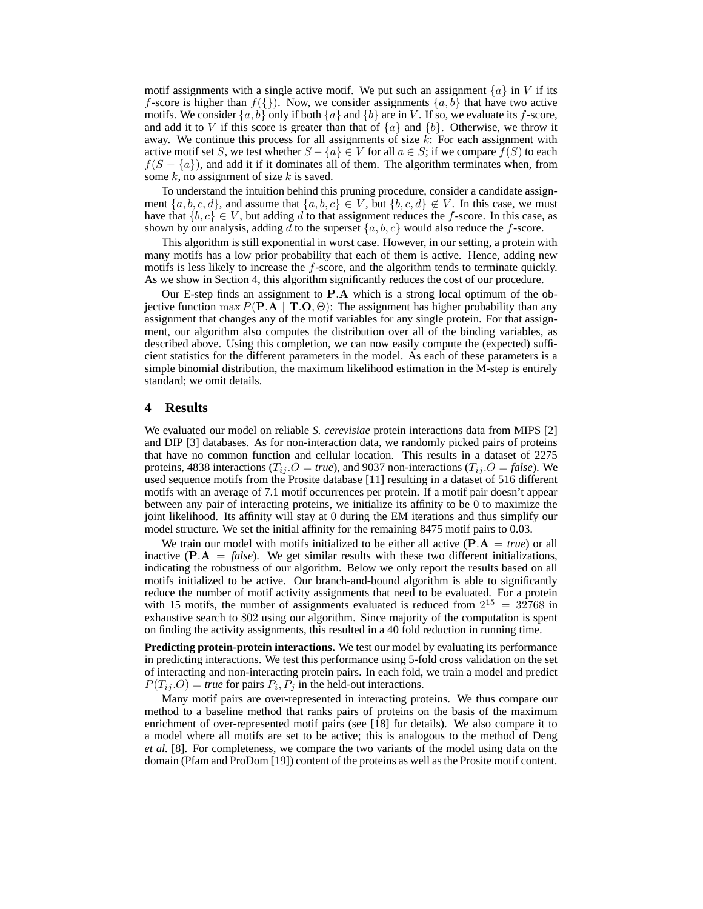motif assignments with a single active motif. We put such an assignment $\{a\}$ in $V$ if its $f$-score is higher than $f(\{\})$. Now, we consider assignments $\{a, b\}$ that have two active motifs. We consider $\{a, b\}$ only if both $\{a\}$ and $\{b\}$ are in $V$. If so, we evaluate its $f$-score, and add it to $V$ if this score is greater than that of $\{a\}$ and $\{b\}$. Otherwise, we throw it away. We continue this process for all assignments of size $k$: For each assignment with active motif set $S$, we test whether $S - \{a\} \in V$ for all $a \in S$; if we compare $f(S)$ to each $f(S - \{a\})$, and add it if it dominates all of them. The algorithm terminates when, from some $k$, no assignment of size $k$ is saved.

To understand the intuition behind this pruning procedure, consider a candidate assignment $\{a, b, c, d\}$, and assume that $\{a, b, c\} \in V$, but $\{b, c, d\} \notin V$. In this case, we must have that $\{b, c\} \in V$, but adding $d$ to that assignment reduces the $f$-score. In this case, as shown by our analysis, adding $d$ to the superset $\{a, b, c\}$ would also reduce the $f$-score.

This algorithm is still exponential in worst case. However, in our setting, a protein with many motifs has a low prior probability that each of them is active. Hence, adding new motifs is less likely to increase the $f$-score, and the algorithm tends to terminate quickly. As we show in Section 4, this algorithm significantly reduces the cost of our procedure.

Our E-step finds an assignment to $\mathbf{P}.\mathbf{A}$ which is a strong local optimum of the objective function $\max P(\mathbf{P}.\mathbf{A} \mid \mathbf{T}.\mathbf{O}, \Theta)$: The assignment has higher probability than any assignment that changes any of the motif variables for any single protein. For that assignment, our algorithm also computes the distribution over all of the binding variables, as described above. Using this completion, we can now easily compute the (expected) sufficient statistics for the different parameters in the model. As each of these parameters is a simple binomial distribution, the maximum likelihood estimation in the M-step is entirely standard; we omit details.

## 4 Results

We evaluated our model on reliable *S. cerevisiae* protein interactions data from MIPS [2] and DIP [3] databases. As for non-interaction data, we randomly picked pairs of proteins that have no common function and cellular location. This results in a dataset of 2275 proteins, 4838 interactions ($T_{ij}.O =$ *true*), and 9037 non-interactions ($T_{ij}.O =$ *false*). We used sequence motifs from the Prosite database [11] resulting in a dataset of 516 different motifs with an average of 7.1 motif occurrences per protein. If a motif pair doesn't appear between any pair of interacting proteins, we initialize its affinity to be 0 to maximize the joint likelihood. Its affinity will stay at 0 during the EM iterations and thus simplify our model structure. We set the initial affinity for the remaining 8475 motif pairs to 0.03.

We train our model with motifs initialized to be either all active ($\mathbf{P}.\mathbf{A} =$ *true*) or all inactive ($\mathbf{P}.\mathbf{A} =$ *false*). We get similar results with these two different initializations, indicating the robustness of our algorithm. Below we only report the results based on all motifs initialized to be active. Our branch-and-bound algorithm is able to significantly reduce the number of motif activity assignments that need to be evaluated. For a protein with 15 motifs, the number of assignments evaluated is reduced from $2^{15} = 32768$ in exhaustive search to $802$ using our algorithm. Since majority of the computation is spent on finding the activity assignments, this resulted in a 40 fold reduction in running time.

**Predicting protein-protein interactions.** We test our model by evaluating its performance in predicting interactions. We test this performance using 5-fold cross validation on the set of interacting and non-interacting protein pairs. In each fold, we train a model and predict $P(T_{ij}.O) =$ *true* for pairs $P_i, P_j$ in the held-out interactions.

Many motif pairs are over-represented in interacting proteins. We thus compare our method to a baseline method that ranks pairs of proteins on the basis of the maximum enrichment of over-represented motif pairs (see [18] for details). We also compare it to a model where all motifs are set to be active; this is analogous to the method of Deng *et al.* [8]. For completeness, we compare the two variants of the model using data on the domain (Pfam and ProDom [19]) content of the proteins as well as the Prosite motif content.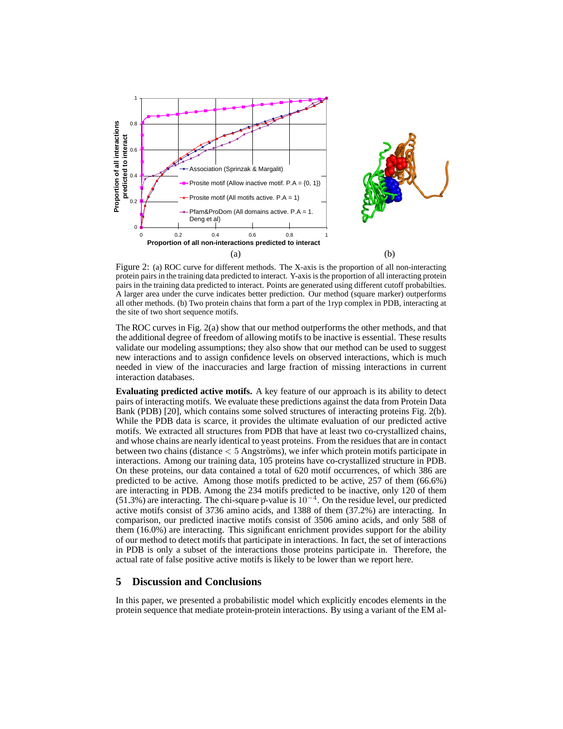Figure 2: (a) ROC curve for different methods. The X-axis is the proportion of all non-interacting protein pairs in the training data predicted to interact. Y-axis is the proportion of all interacting protein pairs in the training data predicted to interact. Points are generated using different cutoff probabilties. A larger area under the curve indicates better prediction. Our method (square marker) outperforms all other methods. (b) Two protein chains that form a part of the 1ryp complex in PDB, interacting at the site of two short sequence motifs.

The ROC curves in Fig. 2(a) show that our method outperforms the other methods, and that the additional degree of freedom of allowing motifs to be inactive is essential. These results validate our modeling assumptions; they also show that our method can be used to suggest new interactions and to assign confidence levels on observed interactions, which is much needed in view of the inaccuracies and large fraction of missing interactions in current interaction databases.

**Evaluating predicted active motifs.** A key feature of our approach is its ability to detect pairs of interacting motifs. We evaluate these predictions against the data from Protein Data Bank (PDB) [20], which contains some solved structures of interacting proteins Fig. 2(b). While the PDB data is scarce, it provides the ultimate evaluation of our predicted active motifs. We extracted all structures from PDB that have at least two co-crystallized chains, and whose chains are nearly identical to yeast proteins. From the residues that are in contact between two chains (distance $< 5$ Angströms), we infer which protein motifs participate in interactions. Among our training data, 105 proteins have co-crystallized structure in PDB. On these proteins, our data contained a total of 620 motif occurrences, of which 386 are predicted to be active. Among those motifs predicted to be active, 257 of them (66.6%) are interacting in PDB. Among the 234 motifs predicted to be inactive, only 120 of them (51.3%) are interacting. The chi-square p-value is $10^{-4}$. On the residue level, our predicted active motifs consist of 3736 amino acids, and 1388 of them (37.2%) are interacting. In comparison, our predicted inactive motifs consist of 3506 amino acids, and only 588 of them (16.0%) are interacting. This significant enrichment provides support for the ability of our method to detect motifs that participate in interactions. In fact, the set of interactions in PDB is only a subset of the interactions those proteins participate in. Therefore, the actual rate of false positive active motifs is likely to be lower than we report here.

## 5 Discussion and Conclusions

In this paper, we presented a probabilistic model which explicitly encodes elements in the protein sequence that mediate protein-protein interactions. By using a variant of the EM al-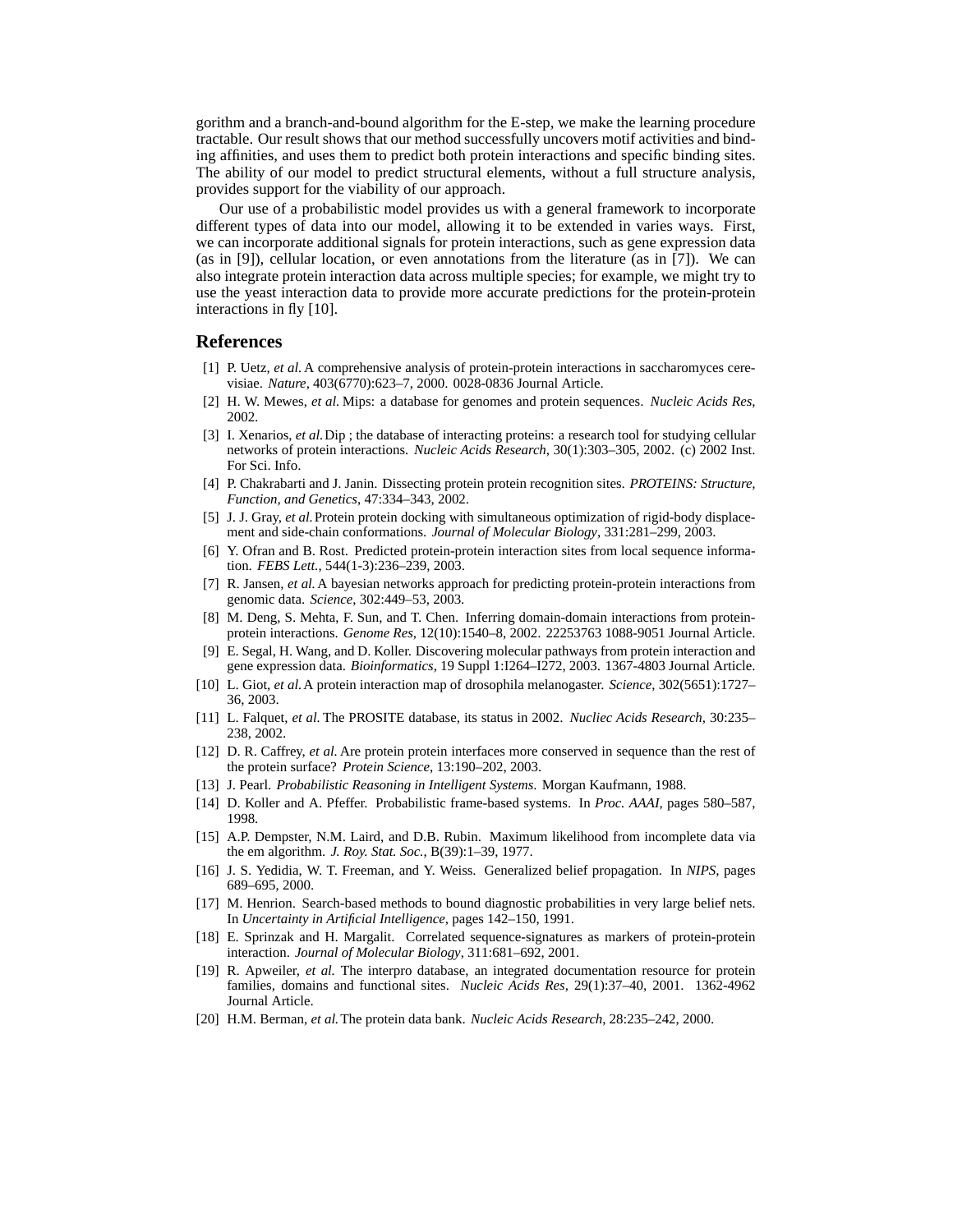gorithm and a branch-and-bound algorithm for the E-step, we make the learning procedure tractable. Our result shows that our method successfully uncovers motif activities and binding affinities, and uses them to predict both protein interactions and specific binding sites. The ability of our model to predict structural elements, without a full structure analysis, provides support for the viability of our approach.

Our use of a probabilistic model provides us with a general framework to incorporate different types of data into our model, allowing it to be extended in varies ways. First, we can incorporate additional signals for protein interactions, such as gene expression data (as in [9]), cellular location, or even annotations from the literature (as in [7]). We can also integrate protein interaction data across multiple species; for example, we might try to use the yeast interaction data to provide more accurate predictions for the protein-protein interactions in fly [10].

## References

[1] P. Uetz, *et al.* A comprehensive analysis of protein-protein interactions in saccharomyces cerevisiae. *Nature*, 403(6770):623–7, 2000. 0028-0836 Journal Article.

[2] H. W. Mewes, *et al.* Mips: a database for genomes and protein sequences. *Nucleic Acids Res*, 2002.

[3] I. Xenarios, *et al.* Dip ; the database of interacting proteins: a research tool for studying cellular networks of protein interactions. *Nucleic Acids Research*, 30(1):303–305, 2002. (c) 2002 Inst. For Sci. Info.

[4] P. Chakrabarti and J. Janin. Dissecting protein protein recognition sites. *PROTEINS: Structure, Function, and Genetics*, 47:334–343, 2002.

[5] J. J. Gray, *et al.* Protein protein docking with simultaneous optimization of rigid-body displacement and side-chain conformations. *Journal of Molecular Biology*, 331:281–299, 2003.

[6] Y. Ofran and B. Rost. Predicted protein-protein interaction sites from local sequence information. *FEBS Lett.*, 544(1-3):236–239, 2003.

[7] R. Jansen, *et al.* A bayesian networks approach for predicting protein-protein interactions from genomic data. *Science*, 302:449–53, 2003.

[8] M. Deng, S. Mehta, F. Sun, and T. Chen. Inferring domain-domain interactions from protein-protein interactions. *Genome Res*, 12(10):1540–8, 2002. 22253763 1088-9051 Journal Article.

[9] E. Segal, H. Wang, and D. Koller. Discovering molecular pathways from protein interaction and gene expression data. *Bioinformatics*, 19 Suppl 1:I264–I272, 2003. 1367-4803 Journal Article.

[10] L. Giot, *et al.* A protein interaction map of drosophila melanogaster. *Science*, 302(5651):1727–36, 2003.

[11] L. Falquet, *et al.* The PROSITE database, its status in 2002. *Nucliec Acids Research*, 30:235–238, 2002.

[12] D. R. Caffrey, *et al.* Are protein protein interfaces more conserved in sequence than the rest of the protein surface? *Protein Science*, 13:190–202, 2003.

[13] J. Pearl. *Probabilistic Reasoning in Intelligent Systems*. Morgan Kaufmann, 1988.

[14] D. Koller and A. Pfeffer. Probabilistic frame-based systems. In *Proc. AAAI*, pages 580–587, 1998.

[15] A.P. Dempster, N.M. Laird, and D.B. Rubin. Maximum likelihood from incomplete data via the em algorithm. *J. Roy. Stat. Soc.*, B(39):1–39, 1977.

[16] J. S. Yedidia, W. T. Freeman, and Y. Weiss. Generalized belief propagation. In *NIPS*, pages 689–695, 2000.

[17] M. Henrion. Search-based methods to bound diagnostic probabilities in very large belief nets. In *Uncertainty in Artificial Intelligence*, pages 142–150, 1991.

[18] E. Sprinzak and H. Margalit. Correlated sequence-signatures as markers of protein-protein interaction. *Journal of Molecular Biology*, 311:681–692, 2001.

[19] R. Apweiler, *et al.* The interpro database, an integrated documentation resource for protein families, domains and functional sites. *Nucleic Acids Res*, 29(1):37–40, 2001. 1362-4962 Journal Article.

[20] H.M. Berman, *et al.* The protein data bank. *Nucleic Acids Research*, 28:235–242, 2000.